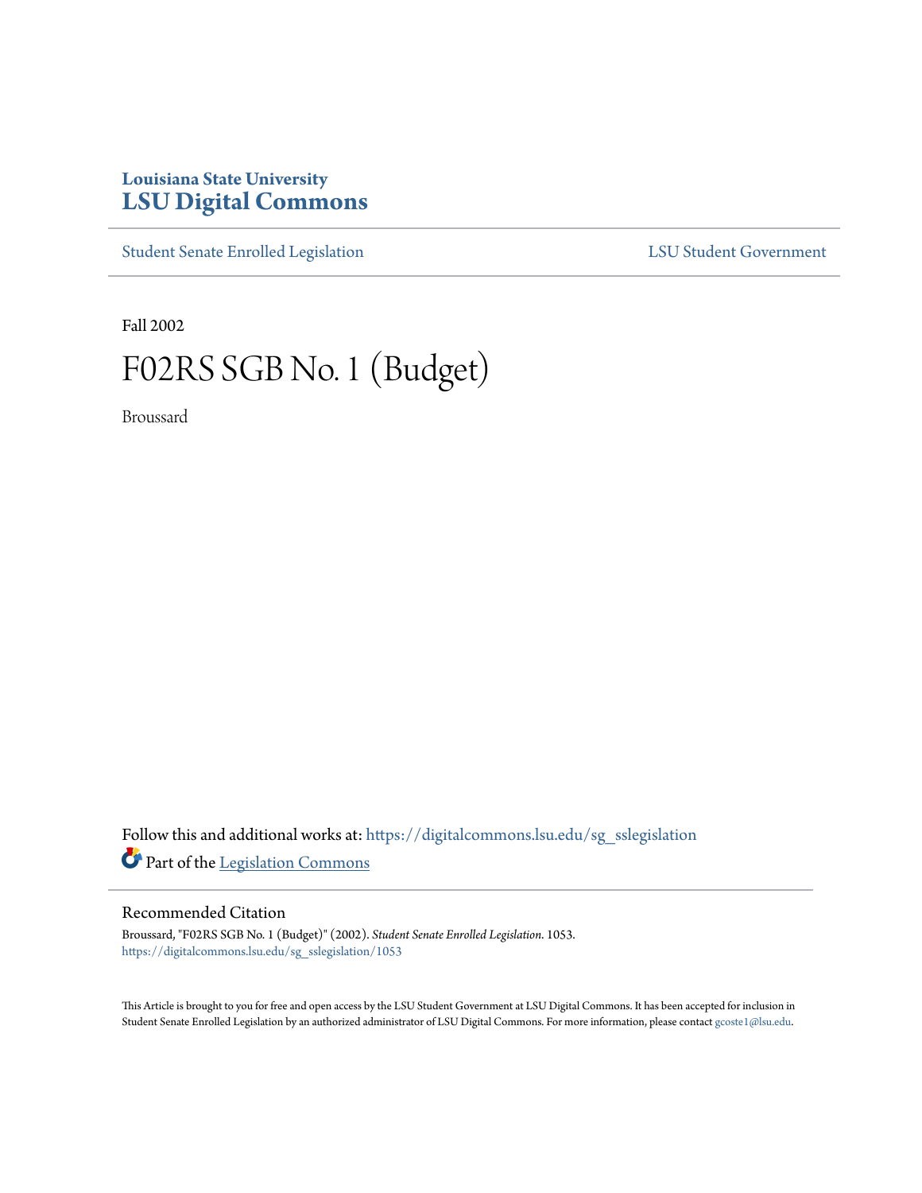Louisiana State University

# LSU Digital Commons

Student Senate Enrolled Legislation

LSU Student Government

Fall 2002

# F02RS SGB No. 1 (Budget)

Broussard

Follow this and additional works at: https://digitalcommons.lsu.edu/sg_sslegislation

Part of the Legislation Commons

## Recommended Citation

Broussard, "F02RS SGB No. 1 (Budget)" (2002). *Student Senate Enrolled Legislation*. 1053.
https://digitalcommons.lsu.edu/sg_sslegislation/1053

This Article is brought to you for free and open access by the LSU Student Government at LSU Digital Commons. It has been accepted for inclusion in Student Senate Enrolled Legislation by an authorized administrator of LSU Digital Commons. For more information, please contact gcoste1@lsu.edu.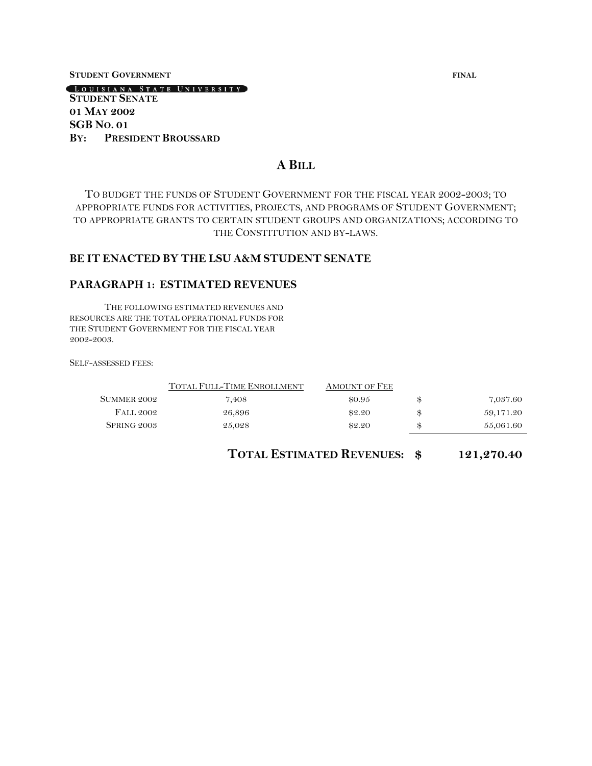**STUDENT GOVERNMENT** **FINAL**

LOUISIANA STATE UNIVERSITY

**STUDENT SENATE**
**01 MAY 2002**
**SGB NO. 01**
**BY: PRESIDENT BROUSSARD**

# A BILL

TO BUDGET THE FUNDS OF STUDENT GOVERNMENT FOR THE FISCAL YEAR 2002-2003; TO APPROPRIATE FUNDS FOR ACTIVITIES, PROJECTS, AND PROGRAMS OF STUDENT GOVERNMENT; TO APPROPRIATE GRANTS TO CERTAIN STUDENT GROUPS AND ORGANIZATIONS; ACCORDING TO THE CONSTITUTION AND BY-LAWS.

## BE IT ENACTED BY THE LSU A&M STUDENT SENATE

## PARAGRAPH 1: ESTIMATED REVENUES

THE FOLLOWING ESTIMATED REVENUES AND RESOURCES ARE THE TOTAL OPERATIONAL FUNDS FOR THE STUDENT GOVERNMENT FOR THE FISCAL YEAR 2002-2003.

SELF-ASSESSED FEES:

| | TOTAL FULL-TIME ENROLLMENT | AMOUNT OF FEE | | |
|---|---|---|---|---|
| SUMMER 2002 | 7,408 | $0.95 | $ | 7,037.60 |
| FALL 2002 | 26,896 | $2.20 | $ | 59,171.20 |
| SPRING 2003 | 25,028 | $2.20 | $ | 55,061.60 |

**TOTAL ESTIMATED REVENUES: $ 121,270.40**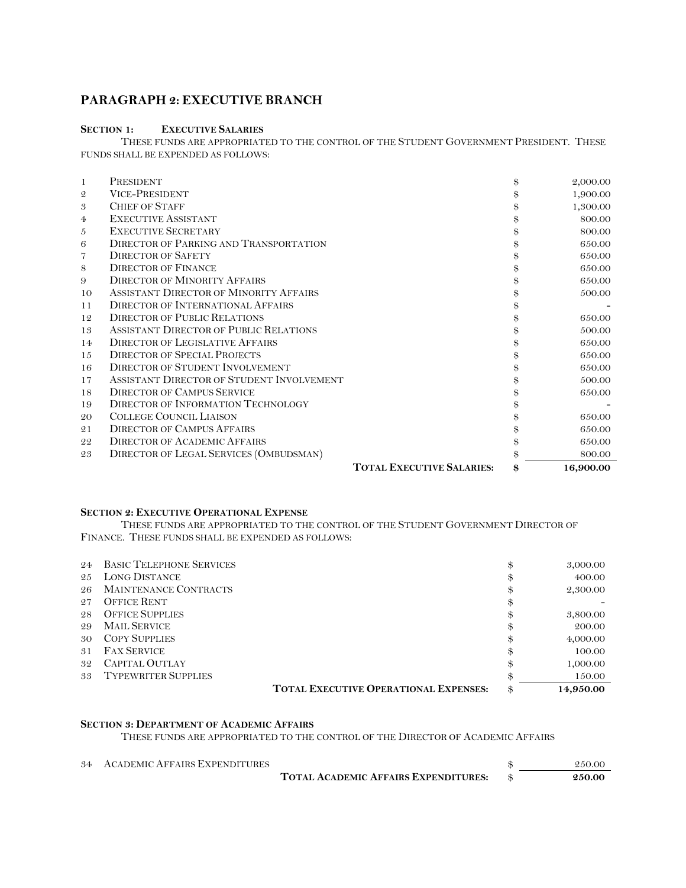## PARAGRAPH 2: EXECUTIVE BRANCH

**SECTION 1: EXECUTIVE SALARIES**

THESE FUNDS ARE APPROPRIATED TO THE CONTROL OF THE STUDENT GOVERNMENT PRESIDENT. THESE FUNDS SHALL BE EXPENDED AS FOLLOWS:

| | | | |
|---|---|---|---|
| 1 | PRESIDENT | $ | 2,000.00 |
| 2 | VICE-PRESIDENT | $ | 1,900.00 |
| 3 | CHIEF OF STAFF | $ | 1,300.00 |
| 4 | EXECUTIVE ASSISTANT | $ | 800.00 |
| 5 | EXECUTIVE SECRETARY | $ | 800.00 |
| 6 | DIRECTOR OF PARKING AND TRANSPORTATION | $ | 650.00 |
| 7 | DIRECTOR OF SAFETY | $ | 650.00 |
| 8 | DIRECTOR OF FINANCE | $ | 650.00 |
| 9 | DIRECTOR OF MINORITY AFFAIRS | $ | 650.00 |
| 10 | ASSISTANT DIRECTOR OF MINORITY AFFAIRS | $ | 500.00 |
| 11 | DIRECTOR OF INTERNATIONAL AFFAIRS | $ | - |
| 12 | DIRECTOR OF PUBLIC RELATIONS | $ | 650.00 |
| 13 | ASSISTANT DIRECTOR OF PUBLIC RELATIONS | $ | 500.00 |
| 14 | DIRECTOR OF LEGISLATIVE AFFAIRS | $ | 650.00 |
| 15 | DIRECTOR OF SPECIAL PROJECTS | $ | 650.00 |
| 16 | DIRECTOR OF STUDENT INVOLVEMENT | $ | 650.00 |
| 17 | ASSISTANT DIRECTOR OF STUDENT INVOLVEMENT | $ | 500.00 |
| 18 | DIRECTOR OF CAMPUS SERVICE | $ | 650.00 |
| 19 | DIRECTOR OF INFORMATION TECHNOLOGY | $ | - |
| 20 | COLLEGE COUNCIL LIAISON | $ | 650.00 |
| 21 | DIRECTOR OF CAMPUS AFFAIRS | $ | 650.00 |
| 22 | DIRECTOR OF ACADEMIC AFFAIRS | $ | 650.00 |
| 23 | DIRECTOR OF LEGAL SERVICES (OMBUDSMAN) | $ | 800.00 |
| | **TOTAL EXECUTIVE SALARIES:** | **$** | **16,900.00** |

**SECTION 2: EXECUTIVE OPERATIONAL EXPENSE**

THESE FUNDS ARE APPROPRIATED TO THE CONTROL OF THE STUDENT GOVERNMENT DIRECTOR OF FINANCE. THESE FUNDS SHALL BE EXPENDED AS FOLLOWS:

| | | | |
|---|---|---|---|
| 24 | BASIC TELEPHONE SERVICES | $ | 3,000.00 |
| 25 | LONG DISTANCE | $ | 400.00 |
| 26 | MAINTENANCE CONTRACTS | $ | 2,300.00 |
| 27 | OFFICE RENT | $ | - |
| 28 | OFFICE SUPPLIES | $ | 3,800.00 |
| 29 | MAIL SERVICE | $ | 200.00 |
| 30 | COPY SUPPLIES | $ | 4,000.00 |
| 31 | FAX SERVICE | $ | 100.00 |
| 32 | CAPITAL OUTLAY | $ | 1,000.00 |
| 33 | TYPEWRITER SUPPLIES | $ | 150.00 |
| | **TOTAL EXECUTIVE OPERATIONAL EXPENSES:** | $ | **14,950.00** |

**SECTION 3: DEPARTMENT OF ACADEMIC AFFAIRS**

THESE FUNDS ARE APPROPRIATED TO THE CONTROL OF THE DIRECTOR OF ACADEMIC AFFAIRS

| | | | |
|---|---|---|---|
| 34 | ACADEMIC AFFAIRS EXPENDITURES | $ | 250.00 |
| | **TOTAL ACADEMIC AFFAIRS EXPENDITURES:** | $ | **250.00** |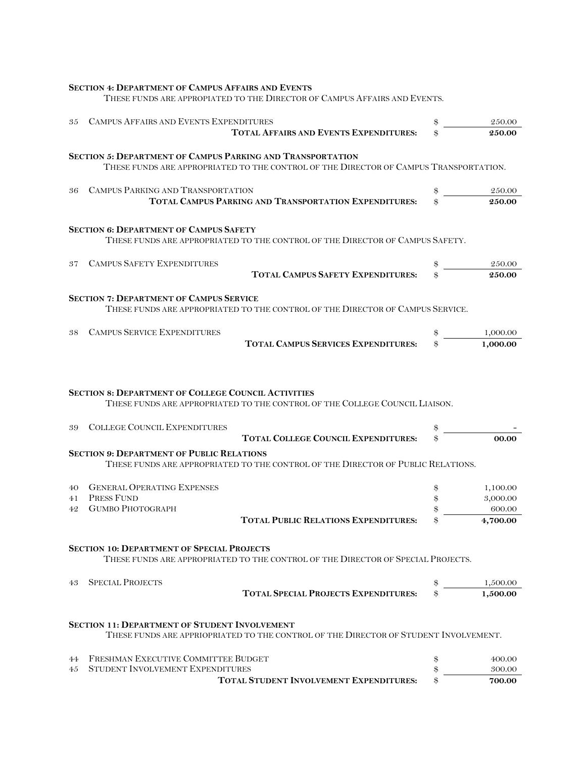### Section 4: Department of Campus Affairs and Events

These funds are appropiated to the Director of Campus Affairs and Events.

| | | | |
|---|---|---|---|
| 35 | Campus Affairs and Events Expenditures | $ | 250.00 |
| | **Total Affairs and Events Expenditures:** | $ | **250.00** |

### Section 5: Department of Campus Parking and Transportation

These funds are appropriated to the control of the Director of Campus Transportation.

| | | | |
|---|---|---|---|
| 36 | Campus Parking and Transportation | $ | 250.00 |
| | **Total Campus Parking and Transportation Expenditures:** | $ | **250.00** |

### Section 6: Department of Campus Safety

These funds are appropriated to the control of the Director of Campus Safety.

| | | | |
|---|---|---|---|
| 37 | Campus Safety Expenditures | $ | 250.00 |
| | **Total Campus Safety Expenditures:** | $ | **250.00** |

### Section 7: Department of Campus Service

These funds are appropriated to the control of the Director of Campus Service.

| | | | |
|---|---|---|---|
| 38 | Campus Service Expenditures | $ | 1,000.00 |
| | **Total Campus Services Expenditures:** | $ | **1,000.00** |

### Section 8: Department of College Council Activities

These funds are appropriated to the control of the College Council Liaison.

| | | | |
|---|---|---|---|
| 39 | College Council Expenditures | $ | - |
| | **Total College Council Expenditures:** | $ | **00.00** |

### Section 9: Department of Public Relations

These funds are appropriated to the control of the Director of Public Relations.

| | | | |
|---|---|---|---|
| 40 | General Operating Expenses | $ | 1,100.00 |
| 41 | Press Fund | $ | 3,000.00 |
| 42 | Gumbo Photograph | $ | 600.00 |
| | **Total Public Relations Expenditures:** | $ | **4,700.00** |

### Section 10: Department of Special Projects

These funds are appropriated to the control of the Director of Special Projects.

| | | | |
|---|---|---|---|
| 43 | Special Projects | $ | 1,500.00 |
| | **Total Special Projects Expenditures:** | $ | **1,500.00** |

### Section 11: Department of Student Involvement

These funds are appriopriated to the control of the Director of Student Involvement.

| | | | |
|---|---|---|---|
| 44 | Freshman Executive Committee Budget | $ | 400.00 |
| 45 | Student Involvement Expenditures | $ | 300.00 |
| | **Total Student Involvement Expenditures:** | $ | **700.00** |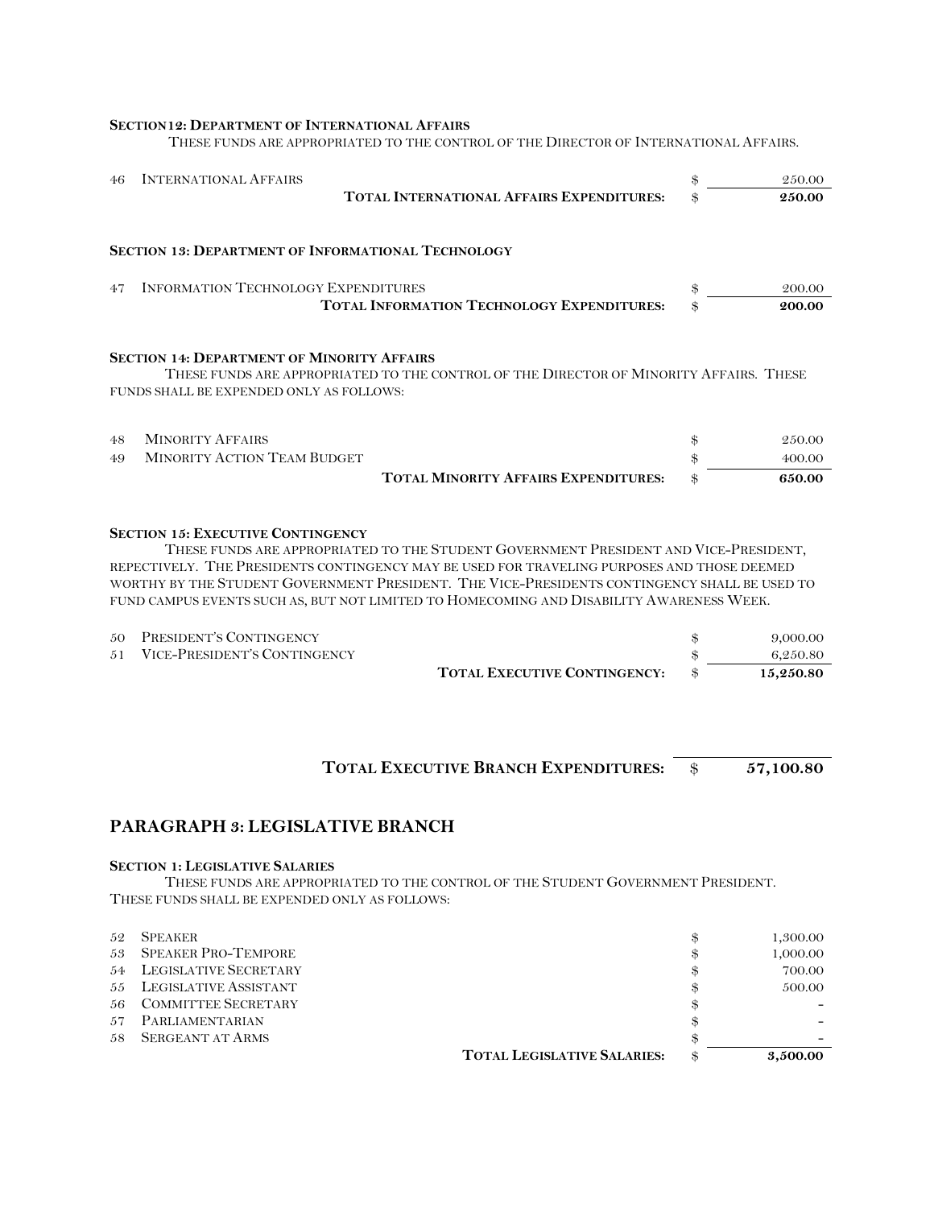**SECTION 12: DEPARTMENT OF INTERNATIONAL AFFAIRS**

THESE FUNDS ARE APPROPRIATED TO THE CONTROL OF THE DIRECTOR OF INTERNATIONAL AFFAIRS.

| | | | |
|---|---|---|---|
| 46 | INTERNATIONAL AFFAIRS | $ | 250.00 |
| | **TOTAL INTERNATIONAL AFFAIRS EXPENDITURES:** | $ | **250.00** |

**SECTION 13: DEPARTMENT OF INFORMATIONAL TECHNOLOGY**

| | | | |
|---|---|---|---|
| 47 | INFORMATION TECHNOLOGY EXPENDITURES | $ | 200.00 |
| | **TOTAL INFORMATION TECHNOLOGY EXPENDITURES:** | $ | **200.00** |

**SECTION 14: DEPARTMENT OF MINORITY AFFAIRS**

THESE FUNDS ARE APPROPRIATED TO THE CONTROL OF THE DIRECTOR OF MINORITY AFFAIRS. THESE FUNDS SHALL BE EXPENDED ONLY AS FOLLOWS:

| | | | |
|---|---|---|---|
| 48 | MINORITY AFFAIRS | $ | 250.00 |
| 49 | MINORITY ACTION TEAM BUDGET | $ | 400.00 |
| | **TOTAL MINORITY AFFAIRS EXPENDITURES:** | $ | **650.00** |

**SECTION 15: EXECUTIVE CONTINGENCY**

THESE FUNDS ARE APPROPRIATED TO THE STUDENT GOVERNMENT PRESIDENT AND VICE-PRESIDENT, REPECTIVELY. THE PRESIDENTS CONTINGENCY MAY BE USED FOR TRAVELING PURPOSES AND THOSE DEEMED WORTHY BY THE STUDENT GOVERNMENT PRESIDENT. THE VICE-PRESIDENTS CONTINGENCY SHALL BE USED TO FUND CAMPUS EVENTS SUCH AS, BUT NOT LIMITED TO HOMECOMING AND DISABILITY AWARENESS WEEK.

| | | | |
|---|---|---|---|
| 50 | PRESIDENT'S CONTINGENCY | $ | 9,000.00 |
| 51 | VICE-PRESIDENT'S CONTINGENCY | $ | 6,250.80 |
| | **TOTAL EXECUTIVE CONTINGENCY:** | $ | **15,250.80** |

**TOTAL EXECUTIVE BRANCH EXPENDITURES: $ 57,100.80**

## PARAGRAPH 3: LEGISLATIVE BRANCH

**SECTION 1: LEGISLATIVE SALARIES**

THESE FUNDS ARE APPROPRIATED TO THE CONTROL OF THE STUDENT GOVERNMENT PRESIDENT. THESE FUNDS SHALL BE EXPENDED ONLY AS FOLLOWS:

| | | | |
|---|---|---|---|
| 52 | SPEAKER | $ | 1,300.00 |
| 53 | SPEAKER PRO-TEMPORE | $ | 1,000.00 |
| 54 | LEGISLATIVE SECRETARY | $ | 700.00 |
| 55 | LEGISLATIVE ASSISTANT | $ | 500.00 |
| 56 | COMMITTEE SECRETARY | $ | - |
| 57 | PARLIAMENTARIAN | $ | - |
| 58 | SERGEANT AT ARMS | $ | - |
| | **TOTAL LEGISLATIVE SALARIES:** | $ | **3,500.00** |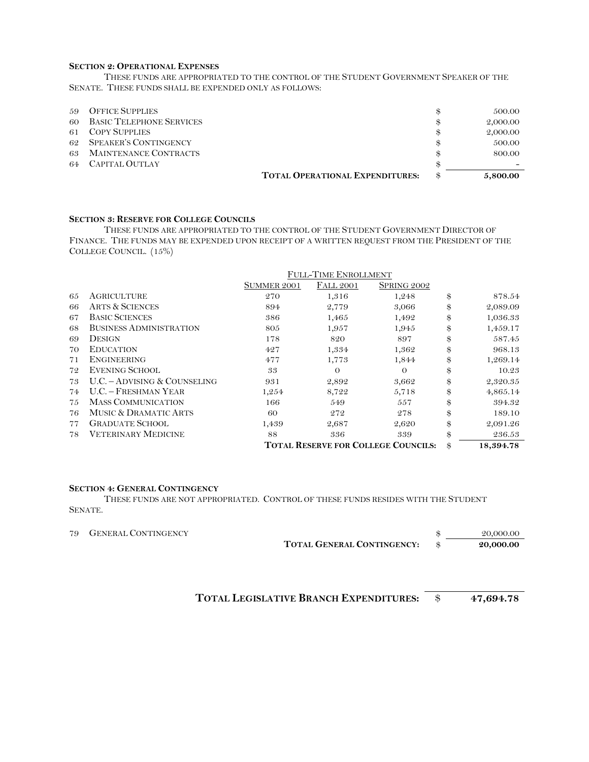**SECTION 2: OPERATIONAL EXPENSES**

THESE FUNDS ARE APPROPRIATED TO THE CONTROL OF THE STUDENT GOVERNMENT SPEAKER OF THE SENATE. THESE FUNDS SHALL BE EXPENDED ONLY AS FOLLOWS:

| | | | |
|---|---|---|---|
| 59 | OFFICE SUPPLIES | $ | 500.00 |
| 60 | BASIC TELEPHONE SERVICES | $ | 2,000.00 |
| 61 | COPY SUPPLIES | $ | 2,000.00 |
| 62 | SPEAKER'S CONTINGENCY | $ | 500.00 |
| 63 | MAINTENANCE CONTRACTS | $ | 800.00 |
| 64 | CAPITAL OUTLAY | $ | - |
| | **TOTAL OPERATIONAL EXPENDITURES:** | $ | **5,800.00** |

**SECTION 3: RESERVE FOR COLLEGE COUNCILS**

THESE FUNDS ARE APPROPRIATED TO THE CONTROL OF THE STUDENT GOVERNMENT DIRECTOR OF FINANCE. THE FUNDS MAY BE EXPENDED UPON RECEIPT OF A WRITTEN REQUEST FROM THE PRESIDENT OF THE COLLEGE COUNCIL. (15%)

| | | FULL-TIME ENROLLMENT | | | | |
|---|---|---|---|---|---|---|
| | | SUMMER 2001 | FALL 2001 | SPRING 2002 | | |
| 65 | AGRICULTURE | 270 | 1,316 | 1,248 | $ | 878.54 |
| 66 | ARTS & SCIENCES | 894 | 2,779 | 3,066 | $ | 2,089.09 |
| 67 | BASIC SCIENCES | 386 | 1,465 | 1,492 | $ | 1,036.33 |
| 68 | BUSINESS ADMINISTRATION | 805 | 1,957 | 1,945 | $ | 1,459.17 |
| 69 | DESIGN | 178 | 820 | 897 | $ | 587.45 |
| 70 | EDUCATION | 427 | 1,334 | 1,362 | $ | 968.13 |
| 71 | ENGINEERING | 477 | 1,773 | 1,844 | $ | 1,269.14 |
| 72 | EVENING SCHOOL | 33 | 0 | 0 | $ | 10.23 |
| 73 | U.C. – ADVISING & COUNSELING | 931 | 2,892 | 3,662 | $ | 2,320.35 |
| 74 | U.C. – FRESHMAN YEAR | 1,254 | 8,722 | 5,718 | $ | 4,865.14 |
| 75 | MASS COMMUNICATION | 166 | 549 | 557 | $ | 394.32 |
| 76 | MUSIC & DRAMATIC ARTS | 60 | 272 | 278 | $ | 189.10 |
| 77 | GRADUATE SCHOOL | 1,439 | 2,687 | 2,620 | $ | 2,091.26 |
| 78 | VETERINARY MEDICINE | 88 | 336 | 339 | $ | 236.53 |
| | | **TOTAL RESERVE FOR COLLEGE COUNCILS:** | | | $ | **18,394.78** |

**SECTION 4: GENERAL CONTINGENCY**

THESE FUNDS ARE NOT APPROPRIATED. CONTROL OF THESE FUNDS RESIDES WITH THE STUDENT SENATE.

| | | | |
|---|---|---|---|
| 79 | GENERAL CONTINGENCY | $ | 20,000.00 |
| | **TOTAL GENERAL CONTINGENCY:** | $ | **20,000.00** |

**TOTAL LEGISLATIVE BRANCH EXPENDITURES: $ 47,694.78**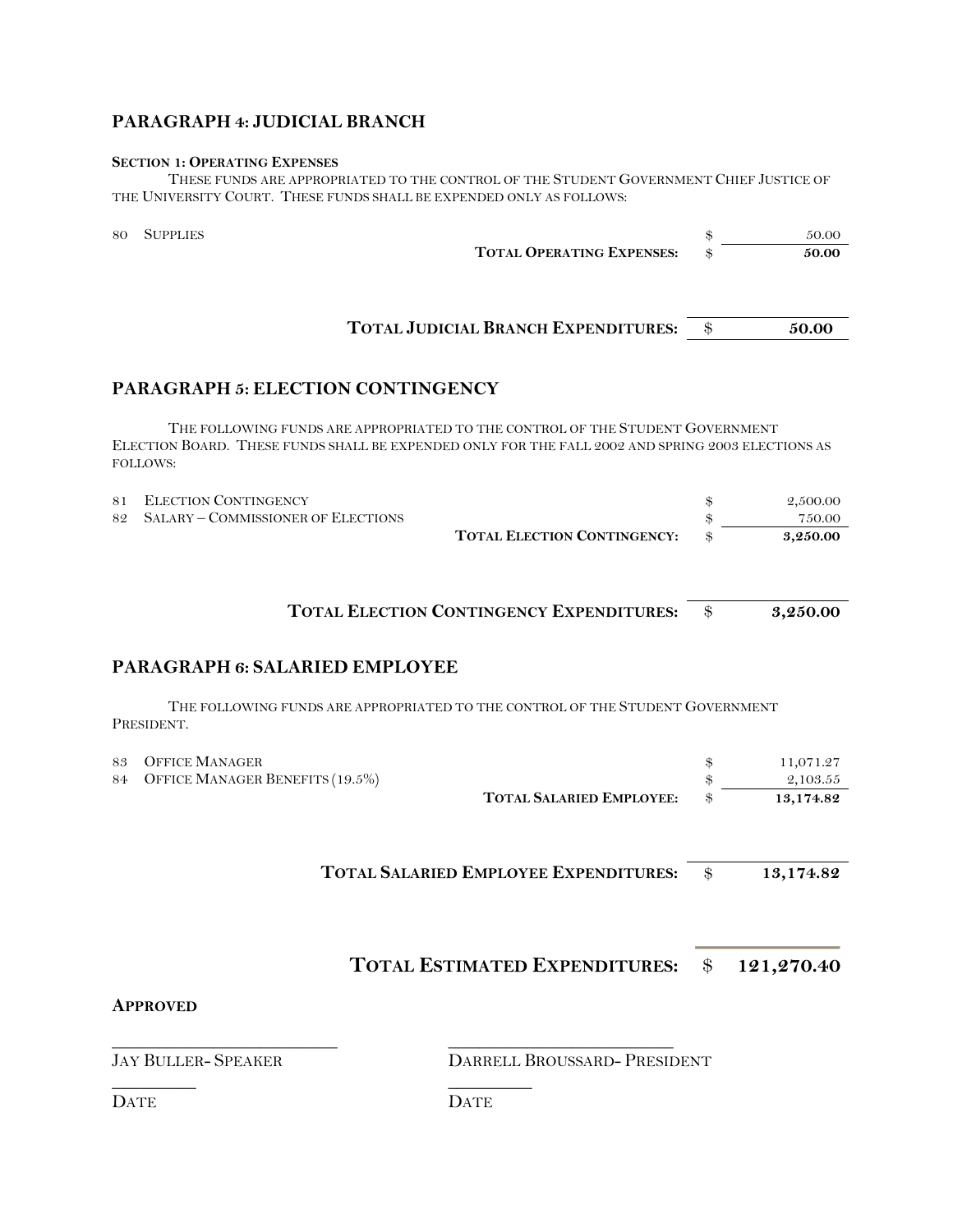## PARAGRAPH 4: JUDICIAL BRANCH

**SECTION 1: OPERATING EXPENSES**

THESE FUNDS ARE APPROPRIATED TO THE CONTROL OF THE STUDENT GOVERNMENT CHIEF JUSTICE OF THE UNIVERSITY COURT. THESE FUNDS SHALL BE EXPENDED ONLY AS FOLLOWS:

| | | | |
|---|---|---|---|
| 80 | SUPPLIES | $ | 50.00 |
| | **TOTAL OPERATING EXPENSES:** | $ | **50.00** |

| | | |
|---|---|---|
| **TOTAL JUDICIAL BRANCH EXPENDITURES:** | $ | **50.00** |

## PARAGRAPH 5: ELECTION CONTINGENCY

THE FOLLOWING FUNDS ARE APPROPRIATED TO THE CONTROL OF THE STUDENT GOVERNMENT ELECTION BOARD. THESE FUNDS SHALL BE EXPENDED ONLY FOR THE FALL 2002 AND SPRING 2003 ELECTIONS AS FOLLOWS:

| | | | |
|---|---|---|---|
| 81 | ELECTION CONTINGENCY | $ | 2,500.00 |
| 82 | SALARY – COMMISSIONER OF ELECTIONS | $ | 750.00 |
| | **TOTAL ELECTION CONTINGENCY:** | $ | **3,250.00** |

| | | |
|---|---|---|
| **TOTAL ELECTION CONTINGENCY EXPENDITURES:** | $ | **3,250.00** |

## PARAGRAPH 6: SALARIED EMPLOYEE

THE FOLLOWING FUNDS ARE APPROPRIATED TO THE CONTROL OF THE STUDENT GOVERNMENT PRESIDENT.

| | | | |
|---|---|---|---|
| 83 | OFFICE MANAGER | $ | 11,071.27 |
| 84 | OFFICE MANAGER BENEFITS (19.5%) | $ | 2,103.55 |
| | **TOTAL SALARIED EMPLOYEE:** | $ | **13,174.82** |

| | | |
|---|---|---|
| **TOTAL SALARIED EMPLOYEE EXPENDITURES:** | $ | **13,174.82** |

| | | |
|---|---|---|
| **TOTAL ESTIMATED EXPENDITURES:** | $ | **121,270.40** |

**APPROVED**

\_\_\_\_\_\_\_\_\_\_\_\_\_\_\_\_\_\_\_\_\_\_\_\_\_\_
JAY BULLER- SPEAKER

\_\_\_\_\_\_\_\_\_\_
DATE

\_\_\_\_\_\_\_\_\_\_\_\_\_\_\_\_\_\_\_\_\_\_\_\_\_\_
DARRELL BROUSSARD- PRESIDENT

\_\_\_\_\_\_\_\_\_\_
DATE